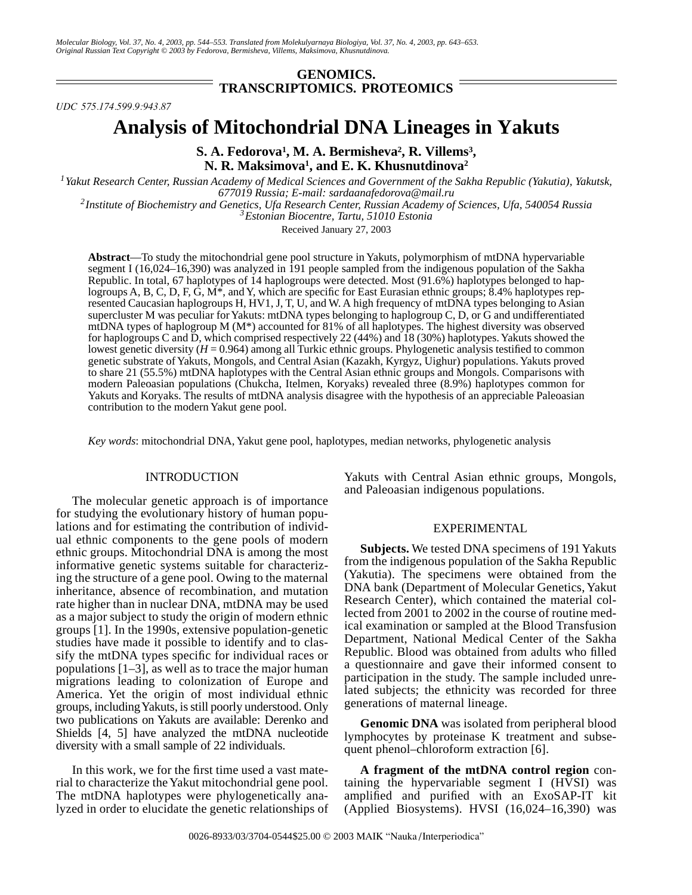GENOMICS. TRANSCRIPTOMICS. PROTEOMICS

UDC 575.174.599.9:943.87

# Analysis of Mitochondrial DNA Lineages in Yakuts

**S. A. Fedorova[1], M. A. Bermisheva[2], R. Villems[3], N. R. Maksimova[1], and E. K. Khusnutdinova[2]**

[1] *Yakut Research Center, Russian Academy of Medical Sciences and Government of the Sakha Republic (Yakutia), Yakutsk, 677019 Russia; E-mail: sardaanafedorova@mail.ru*

[2] *Institute of Biochemistry and Genetics, Ufa Research Center, Russian Academy of Sciences, Ufa, 540054 Russia*

[3] *Estonian Biocentre, Tartu, 51010 Estonia*

Received January 27, 2003

**Abstract**—To study the mitochondrial gene pool structure in Yakuts, polymorphism of mtDNA hypervariable segment I (16,024–16,390) was analyzed in 191 people sampled from the indigenous population of the Sakha Republic. In total, 67 haplotypes of 14 haplogroups were detected. Most (91.6%) haplotypes belonged to haplogroups A, B, C, D, F, G, M*, and Y, which are specific for East Eurasian ethnic groups; 8.4% haplotypes represented Caucasian haplogroups H, HV1, J, T, U, and W. A high frequency of mtDNA types belonging to Asian supercluster M was peculiar for Yakuts: mtDNA types belonging to haplogroup C, D, or G and undifferentiated mtDNA types of haplogroup M (M*) accounted for 81% of all haplotypes. The highest diversity was observed for haplogroups C and D, which comprised respectively 22 (44%) and 18 (30%) haplotypes. Yakuts showed the lowest genetic diversity ($H = 0.964$) among all Turkic ethnic groups. Phylogenetic analysis testified to common genetic substrate of Yakuts, Mongols, and Central Asian (Kazakh, Kyrgyz, Uighur) populations. Yakuts proved to share 21 (55.5%) mtDNA haplotypes with the Central Asian ethnic groups and Mongols. Comparisons with modern Paleoasian populations (Chukcha, Itelmen, Koryaks) revealed three (8.9%) haplotypes common for Yakuts and Koryaks. The results of mtDNA analysis disagree with the hypothesis of an appreciable Paleoasian contribution to the modern Yakut gene pool.

*Key words*: mitochondrial DNA, Yakut gene pool, haplotypes, median networks, phylogenetic analysis

## INTRODUCTION

The molecular genetic approach is of importance for studying the evolutionary history of human populations and for estimating the contribution of individual ethnic components to the gene pools of modern ethnic groups. Mitochondrial DNA is among the most informative genetic systems suitable for characterizing the structure of a gene pool. Owing to the maternal inheritance, absence of recombination, and mutation rate higher than in nuclear DNA, mtDNA may be used as a major subject to study the origin of modern ethnic groups [1]. In the 1990s, extensive population-genetic studies have made it possible to identify and to classify the mtDNA types specific for individual races or populations [1–3], as well as to trace the major human migrations leading to colonization of Europe and America. Yet the origin of most individual ethnic groups, including Yakuts, is still poorly understood. Only two publications on Yakuts are available: Derenko and Shields [4, 5] have analyzed the mtDNA nucleotide diversity with a small sample of 22 individuals.

In this work, we for the first time used a vast material to characterize the Yakut mitochondrial gene pool. The mtDNA haplotypes were phylogenetically analyzed in order to elucidate the genetic relationships of Yakuts with Central Asian ethnic groups, Mongols, and Paleoasian indigenous populations.

## EXPERIMENTAL

**Subjects.** We tested DNA specimens of 191 Yakuts from the indigenous population of the Sakha Republic (Yakutia). The specimens were obtained from the DNA bank (Department of Molecular Genetics, Yakut Research Center), which contained the material collected from 2001 to 2002 in the course of routine medical examination or sampled at the Blood Transfusion Department, National Medical Center of the Sakha Republic. Blood was obtained from adults who filled a questionnaire and gave their informed consent to participation in the study. The sample included unrelated subjects; the ethnicity was recorded for three generations of maternal lineage.

**Genomic DNA** was isolated from peripheral blood lymphocytes by proteinase K treatment and subsequent phenol–chloroform extraction [6].

**A fragment of the mtDNA control region** containing the hypervariable segment I (HVSI) was amplified and purified with an ExoSAP-IT kit (Applied Biosystems). HVSI (16,024–16,390) was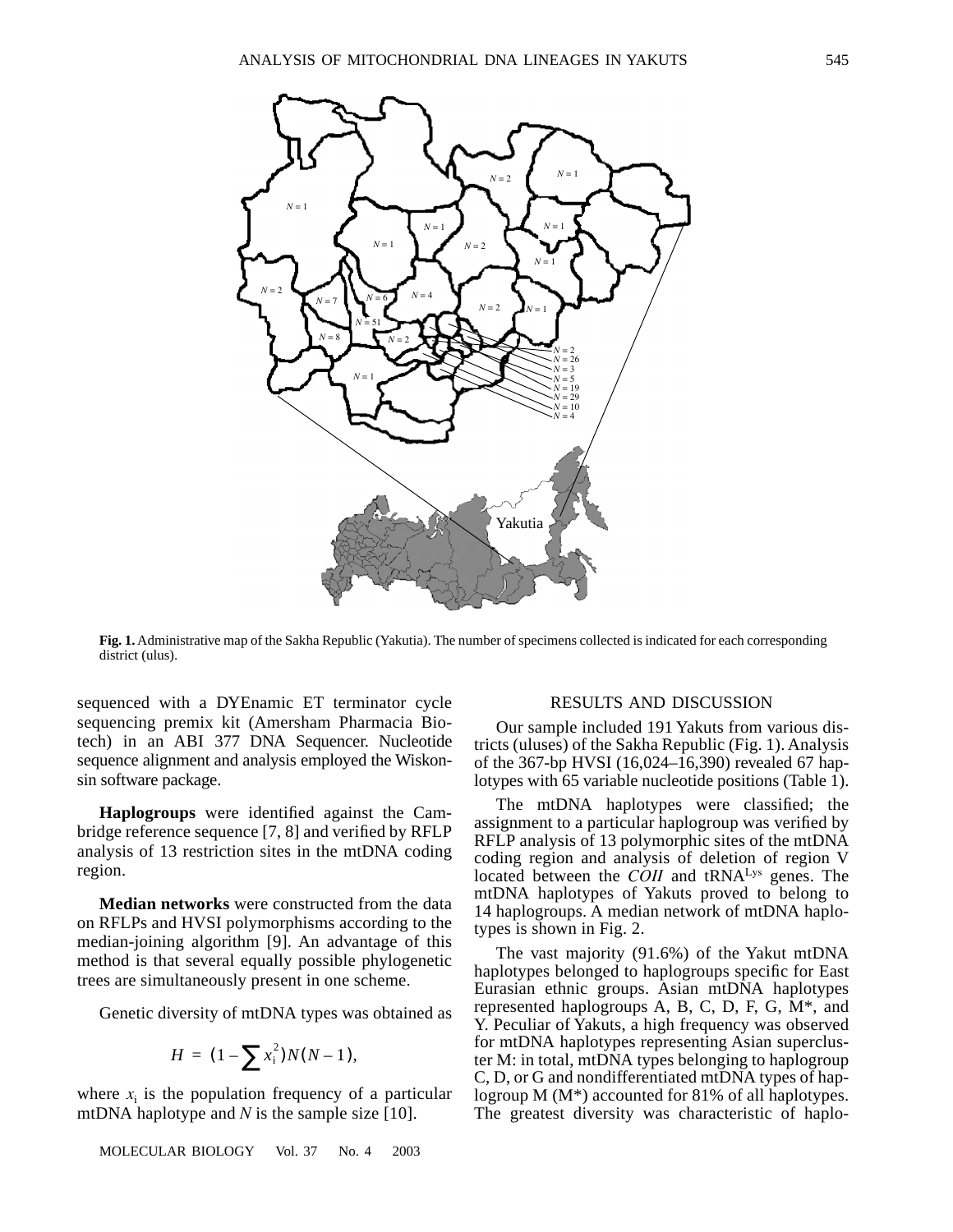Fig. 1. Administrative map of the Sakha Republic (Yakutia). The number of specimens collected is indicated for each corresponding district (ulus).

sequenced with a DYEnamic ET terminator cycle sequencing premix kit (Amersham Pharmacia Biotech) in an ABI 377 DNA Sequencer. Nucleotide sequence alignment and analysis employed the Wiskonsin software package.

**Haplogroups** were identified against the Cambridge reference sequence [7, 8] and verified by RFLP analysis of 13 restriction sites in the mtDNA coding region.

**Median networks** were constructed from the data on RFLPs and HVSI polymorphisms according to the median-joining algorithm [9]. An advantage of this method is that several equally possible phylogenetic trees are simultaneously present in one scheme.

Genetic diversity of mtDNA types was obtained as

$$H = (1 - \sum x_i^2)N(N-1),$$

where $x_i$ is the population frequency of a particular mtDNA haplotype and $N$ is the sample size [10].

## RESULTS AND DISCUSSION

Our sample included 191 Yakuts from various districts (uluses) of the Sakha Republic (Fig. 1). Analysis of the 367-bp HVSI (16,024–16,390) revealed 67 haplotypes with 65 variable nucleotide positions (Table 1).

The mtDNA haplotypes were classified; the assignment to a particular haplogroup was verified by RFLP analysis of 13 polymorphic sites of the mtDNA coding region and analysis of deletion of region V located between the *COII* and tRNA$^{Lys}$ genes. The mtDNA haplotypes of Yakuts proved to belong to 14 haplogroups. A median network of mtDNA haplotypes is shown in Fig. 2.

The vast majority (91.6%) of the Yakut mtDNA haplotypes belonged to haplogroups specific for East Eurasian ethnic groups. Asian mtDNA haplotypes represented haplogroups A, B, C, D, F, G, M*, and Y. Peculiar of Yakuts, a high frequency was observed for mtDNA haplotypes representing Asian supercluster M: in total, mtDNA types belonging to haplogroup C, D, or G and nondifferentiated mtDNA types of haplogroup M (M*) accounted for 81% of all haplotypes. The greatest diversity was characteristic of haplo-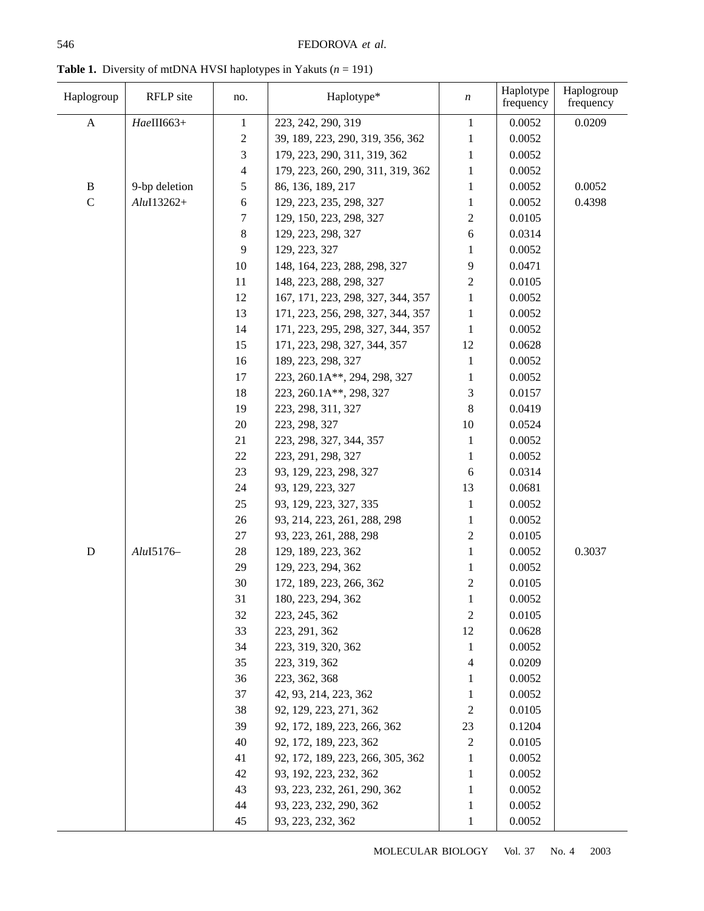**Table 1.** Diversity of mtDNA HVSI haplotypes in Yakuts ($n$ = 191)

| Haplogroup | RFLP site | no. | Haplotype* | $n$ | Haplotype frequency | Haplogroup frequency |
|---|---|---|---|---|---|---|
| A | *Hae*III663+ | 1 | 223, 242, 290, 319 | 1 | 0.0052 | 0.0209 |
| | | 2 | 39, 189, 223, 290, 319, 356, 362 | 1 | 0.0052 | |
| | | 3 | 179, 223, 290, 311, 319, 362 | 1 | 0.0052 | |
| | | 4 | 179, 223, 260, 290, 311, 319, 362 | 1 | 0.0052 | |
| B | 9-bp deletion | 5 | 86, 136, 189, 217 | 1 | 0.0052 | 0.0052 |
| C | *Alu*I13262+ | 6 | 129, 223, 235, 298, 327 | 1 | 0.0052 | 0.4398 |
| | | 7 | 129, 150, 223, 298, 327 | 2 | 0.0105 | |
| | | 8 | 129, 223, 298, 327 | 6 | 0.0314 | |
| | | 9 | 129, 223, 327 | 1 | 0.0052 | |
| | | 10 | 148, 164, 223, 288, 298, 327 | 9 | 0.0471 | |
| | | 11 | 148, 223, 288, 298, 327 | 2 | 0.0105 | |
| | | 12 | 167, 171, 223, 298, 327, 344, 357 | 1 | 0.0052 | |
| | | 13 | 171, 223, 256, 298, 327, 344, 357 | 1 | 0.0052 | |
| | | 14 | 171, 223, 295, 298, 327, 344, 357 | 1 | 0.0052 | |
| | | 15 | 171, 223, 298, 327, 344, 357 | 12 | 0.0628 | |
| | | 16 | 189, 223, 298, 327 | 1 | 0.0052 | |
| | | 17 | 223, 260.1A**, 294, 298, 327 | 1 | 0.0052 | |
| | | 18 | 223, 260.1A**, 298, 327 | 3 | 0.0157 | |
| | | 19 | 223, 298, 311, 327 | 8 | 0.0419 | |
| | | 20 | 223, 298, 327 | 10 | 0.0524 | |
| | | 21 | 223, 298, 327, 344, 357 | 1 | 0.0052 | |
| | | 22 | 223, 291, 298, 327 | 1 | 0.0052 | |
| | | 23 | 93, 129, 223, 298, 327 | 6 | 0.0314 | |
| | | 24 | 93, 129, 223, 327 | 13 | 0.0681 | |
| | | 25 | 93, 129, 223, 327, 335 | 1 | 0.0052 | |
| | | 26 | 93, 214, 223, 261, 288, 298 | 1 | 0.0052 | |
| | | 27 | 93, 223, 261, 288, 298 | 2 | 0.0105 | |
| D | *Alu*I5176– | 28 | 129, 189, 223, 362 | 1 | 0.0052 | 0.3037 |
| | | 29 | 129, 223, 294, 362 | 1 | 0.0052 | |
| | | 30 | 172, 189, 223, 266, 362 | 2 | 0.0105 | |
| | | 31 | 180, 223, 294, 362 | 1 | 0.0052 | |
| | | 32 | 223, 245, 362 | 2 | 0.0105 | |
| | | 33 | 223, 291, 362 | 12 | 0.0628 | |
| | | 34 | 223, 319, 320, 362 | 1 | 0.0052 | |
| | | 35 | 223, 319, 362 | 4 | 0.0209 | |
| | | 36 | 223, 362, 368 | 1 | 0.0052 | |
| | | 37 | 42, 93, 214, 223, 362 | 1 | 0.0052 | |
| | | 38 | 92, 129, 223, 271, 362 | 2 | 0.0105 | |
| | | 39 | 92, 172, 189, 223, 266, 362 | 23 | 0.1204 | |
| | | 40 | 92, 172, 189, 223, 362 | 2 | 0.0105 | |
| | | 41 | 92, 172, 189, 223, 266, 305, 362 | 1 | 0.0052 | |
| | | 42 | 93, 192, 223, 232, 362 | 1 | 0.0052 | |
| | | 43 | 93, 223, 232, 261, 290, 362 | 1 | 0.0052 | |
| | | 44 | 93, 223, 232, 290, 362 | 1 | 0.0052 | |
| | | 45 | 93, 223, 232, 362 | 1 | 0.0052 | |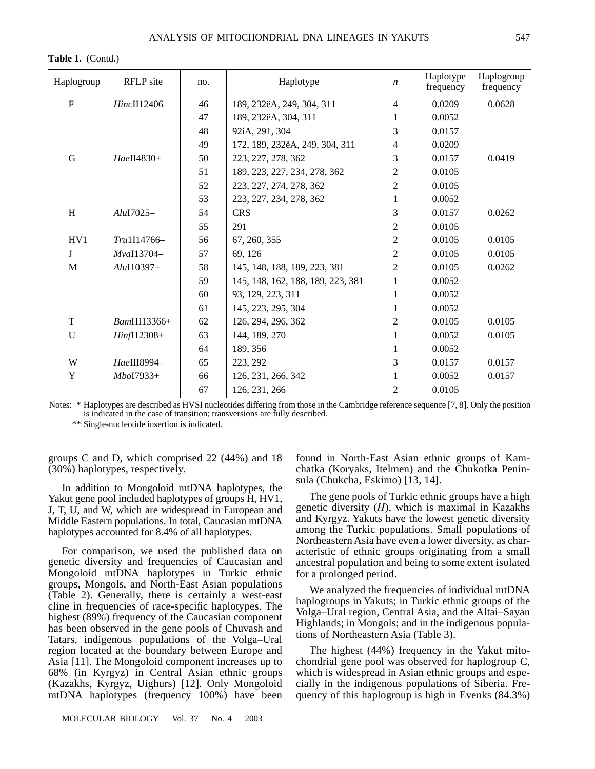**Table 1.** (Contd.)

| Haplogroup | RFLP site | no. | Haplotype | *n* | Haplotype frequency | Haplogroup frequency |
|---|---|---|---|---|---|---|
| F | *Hinc*II12406– | 46 | 189, 232ёA, 249, 304, 311 | 4 | 0.0209 | 0.0628 |
| | | 47 | 189, 232ёA, 304, 311 | 1 | 0.0052 | |
| | | 48 | 92íA, 291, 304 | 3 | 0.0157 | |
| | | 49 | 172, 189, 232ёA, 249, 304, 311 | 4 | 0.0209 | |
| G | *Hae*II4830+ | 50 | 223, 227, 278, 362 | 3 | 0.0157 | 0.0419 |
| | | 51 | 189, 223, 227, 234, 278, 362 | 2 | 0.0105 | |
| | | 52 | 223, 227, 274, 278, 362 | 2 | 0.0105 | |
| | | 53 | 223, 227, 234, 278, 362 | 1 | 0.0052 | |
| H | *Alu*I7025– | 54 | CRS | 3 | 0.0157 | 0.0262 |
| | | 55 | 291 | 2 | 0.0105 | |
| HV1 | *Tru*1I14766– | 56 | 67, 260, 355 | 2 | 0.0105 | 0.0105 |
| J | *Mva*I13704– | 57 | 69, 126 | 2 | 0.0105 | 0.0105 |
| M | *Alu*I10397+ | 58 | 145, 148, 188, 189, 223, 381 | 2 | 0.0105 | 0.0262 |
| | | 59 | 145, 148, 162, 188, 189, 223, 381 | 1 | 0.0052 | |
| | | 60 | 93, 129, 223, 311 | 1 | 0.0052 | |
| | | 61 | 145, 223, 295, 304 | 1 | 0.0052 | |
| T | *Bam*HI13366+ | 62 | 126, 294, 296, 362 | 2 | 0.0105 | 0.0105 |
| U | *Hinf*I12308+ | 63 | 144, 189, 270 | 1 | 0.0052 | 0.0105 |
| | | 64 | 189, 356 | 1 | 0.0052 | |
| W | *Hae*III8994– | 65 | 223, 292 | 3 | 0.0157 | 0.0157 |
| Y | *Mbo*I7933+ | 66 | 126, 231, 266, 342 | 1 | 0.0052 | 0.0157 |
| | | 67 | 126, 231, 266 | 2 | 0.0105 | |

Notes: * Haplotypes are described as HVSI nucleotides differing from those in the Cambridge reference sequence [7, 8]. Only the position is indicated in the case of transition; transversions are fully described.

** Single-nucleotide insertion is indicated.

groups C and D, which comprised 22 (44%) and 18 (30%) haplotypes, respectively.

In addition to Mongoloid mtDNA haplotypes, the Yakut gene pool included haplotypes of groups H, HV1, J, T, U, and W, which are widespread in European and Middle Eastern populations. In total, Caucasian mtDNA haplotypes accounted for 8.4% of all haplotypes.

For comparison, we used the published data on genetic diversity and frequencies of Caucasian and Mongoloid mtDNA haplotypes in Turkic ethnic groups, Mongols, and North-East Asian populations (Table 2). Generally, there is certainly a west-east cline in frequencies of race-specific haplotypes. The highest (89%) frequency of the Caucasian component has been observed in the gene pools of Chuvash and Tatars, indigenous populations of the Volga–Ural region located at the boundary between Europe and Asia [11]. The Mongoloid component increases up to 68% (in Kyrgyz) in Central Asian ethnic groups (Kazakhs, Kyrgyz, Uighurs) [12]. Only Mongoloid mtDNA haplotypes (frequency 100%) have been found in North-East Asian ethnic groups of Kamchatka (Koryaks, Itelmen) and the Chukotka Peninsula (Chukcha, Eskimo) [13, 14].

The gene pools of Turkic ethnic groups have a high genetic diversity ($H$), which is maximal in Kazakhs and Kyrgyz. Yakuts have the lowest genetic diversity among the Turkic populations. Small populations of Northeastern Asia have even a lower diversity, as characteristic of ethnic groups originating from a small ancestral population and being to some extent isolated for a prolonged period.

We analyzed the frequencies of individual mtDNA haplogroups in Yakuts; in Turkic ethnic groups of the Volga–Ural region, Central Asia, and the Altai–Sayan Highlands; in Mongols; and in the indigenous populations of Northeastern Asia (Table 3).

The highest (44%) frequency in the Yakut mitochondrial gene pool was observed for haplogroup C, which is widespread in Asian ethnic groups and especially in the indigenous populations of Siberia. Frequency of this haplogroup is high in Evenks (84.3%)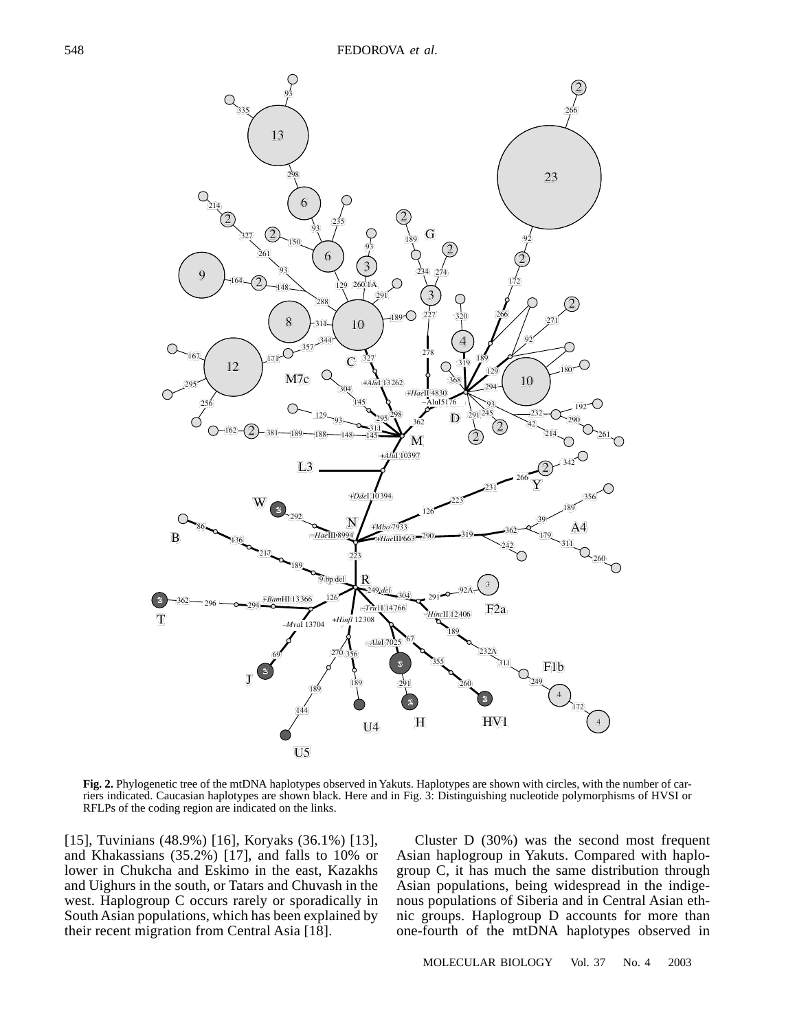**Fig. 2.** Phylogenetic tree of the mtDNA haplotypes observed in Yakuts. Haplotypes are shown with circles, with the number of carriers indicated. Caucasian haplotypes are shown black. Here and in Fig. 3: Distinguishing nucleotide polymorphisms of HVSI or RFLPs of the coding region are indicated on the links.

[15], Tuvinians (48.9%) [16], Koryaks (36.1%) [13], and Khakassians (35.2%) [17], and falls to 10% or lower in Chukcha and Eskimo in the east, Kazakhs and Uighurs in the south, or Tatars and Chuvash in the west. Haplogroup C occurs rarely or sporadically in South Asian populations, which has been explained by their recent migration from Central Asia [18].

Cluster D (30%) was the second most frequent Asian haplogroup in Yakuts. Compared with haplogroup C, it has much the same distribution through Asian populations, being widespread in the indigenous populations of Siberia and in Central Asian ethnic groups. Haplogroup D accounts for more than one-fourth of the mtDNA haplotypes observed in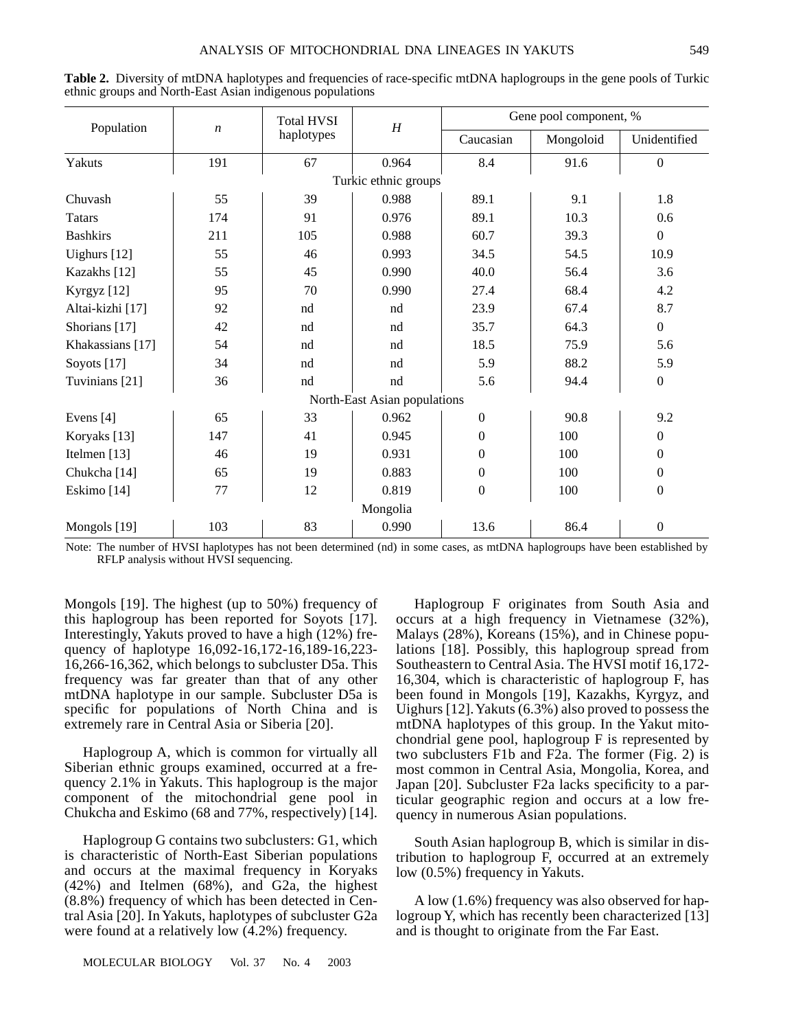**Table 2.** Diversity of mtDNA haplotypes and frequencies of race-specific mtDNA haplogroups in the gene pools of Turkic ethnic groups and North-East Asian indigenous populations

| Population | *n* | Total HVSI haplotypes | *H* | Gene pool component, % | | |
|---|---|---|---|---|---|---|
| | | | | Caucasian | Mongoloid | Unidentified |
| Yakuts | 191 | 67 | 0.964 | 8.4 | 91.6 | 0 |
| Turkic ethnic groups | | | | | | |
| Chuvash | 55 | 39 | 0.988 | 89.1 | 9.1 | 1.8 |
| Tatars | 174 | 91 | 0.976 | 89.1 | 10.3 | 0.6 |
| Bashkirs | 211 | 105 | 0.988 | 60.7 | 39.3 | 0 |
| Uighurs [12] | 55 | 46 | 0.993 | 34.5 | 54.5 | 10.9 |
| Kazakhs [12] | 55 | 45 | 0.990 | 40.0 | 56.4 | 3.6 |
| Kyrgyz [12] | 95 | 70 | 0.990 | 27.4 | 68.4 | 4.2 |
| Altai-kizhi [17] | 92 | nd | nd | 23.9 | 67.4 | 8.7 |
| Shorians [17] | 42 | nd | nd | 35.7 | 64.3 | 0 |
| Khakassians [17] | 54 | nd | nd | 18.5 | 75.9 | 5.6 |
| Soyots [17] | 34 | nd | nd | 5.9 | 88.2 | 5.9 |
| Tuvinians [21] | 36 | nd | nd | 5.6 | 94.4 | 0 |
| North-East Asian populations | | | | | | |
| Evens [4] | 65 | 33 | 0.962 | 0 | 90.8 | 9.2 |
| Koryaks [13] | 147 | 41 | 0.945 | 0 | 100 | 0 |
| Itelmen [13] | 46 | 19 | 0.931 | 0 | 100 | 0 |
| Chukcha [14] | 65 | 19 | 0.883 | 0 | 100 | 0 |
| Eskimo [14] | 77 | 12 | 0.819 | 0 | 100 | 0 |
| Mongolia | | | | | | |
| Mongols [19] | 103 | 83 | 0.990 | 13.6 | 86.4 | 0 |

Note: The number of HVSI haplotypes has not been determined (nd) in some cases, as mtDNA haplogroups have been established by RFLP analysis without HVSI sequencing.

Mongols [19]. The highest (up to 50%) frequency of this haplogroup has been reported for Soyots [17]. Interestingly, Yakuts proved to have a high (12%) frequency of haplotype 16,092-16,172-16,189-16,223-16,266-16,362, which belongs to subcluster D5a. This frequency was far greater than that of any other mtDNA haplotype in our sample. Subcluster D5a is specific for populations of North China and is extremely rare in Central Asia or Siberia [20].

Haplogroup A, which is common for virtually all Siberian ethnic groups examined, occurred at a frequency 2.1% in Yakuts. This haplogroup is the major component of the mitochondrial gene pool in Chukcha and Eskimo (68 and 77%, respectively) [14].

Haplogroup G contains two subclusters: G1, which is characteristic of North-East Siberian populations and occurs at the maximal frequency in Koryaks (42%) and Itelmen (68%), and G2a, the highest (8.8%) frequency of which has been detected in Central Asia [20]. In Yakuts, haplotypes of subcluster G2a were found at a relatively low (4.2%) frequency.

Haplogroup F originates from South Asia and occurs at a high frequency in Vietnamese (32%), Malays (28%), Koreans (15%), and in Chinese populations [18]. Possibly, this haplogroup spread from Southeastern to Central Asia. The HVSI motif 16,172-16,304, which is characteristic of haplogroup F, has been found in Mongols [19], Kazakhs, Kyrgyz, and Uighurs [12]. Yakuts (6.3%) also proved to possess the mtDNA haplotypes of this group. In the Yakut mitochondrial gene pool, haplogroup F is represented by two subclusters F1b and F2a. The former (Fig. 2) is most common in Central Asia, Mongolia, Korea, and Japan [20]. Subcluster F2a lacks specificity to a particular geographic region and occurs at a low frequency in numerous Asian populations.

South Asian haplogroup B, which is similar in distribution to haplogroup F, occurred at an extremely low (0.5%) frequency in Yakuts.

A low (1.6%) frequency was also observed for haplogroup Y, which has recently been characterized [13] and is thought to originate from the Far East.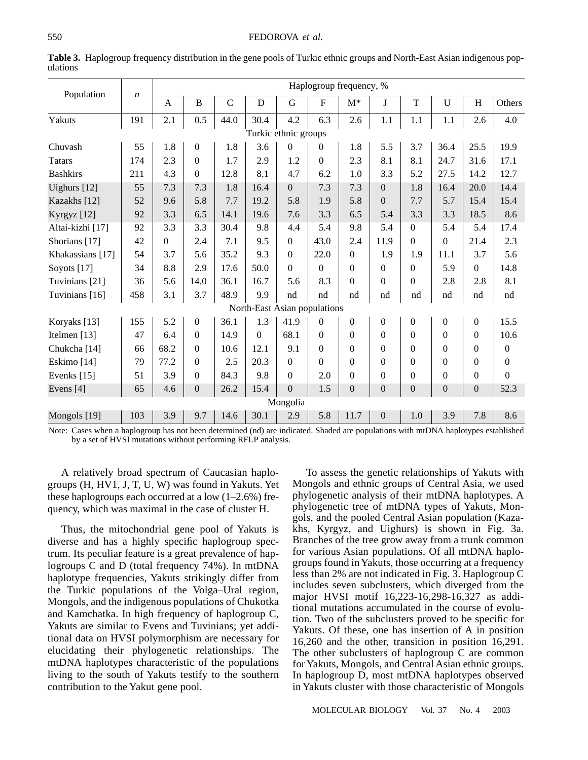**Table 3.** Haplogroup frequency distribution in the gene pools of Turkic ethnic groups and North-East Asian indigenous populations

| Population | *n* | Haplogroup frequency, % | | | | | | | | | | | |
|---|---|---|---|---|---|---|---|---|---|---|---|---|---|
| | | A | B | C | D | G | F | M* | J | T | U | H | Others |
| Yakuts | 191 | 2.1 | 0.5 | 44.0 | 30.4 | 4.2 | 6.3 | 2.6 | 1.1 | 1.1 | 1.1 | 2.6 | 4.0 |
| Turkic ethnic groups | | | | | | | | | | | | | |
| Chuvash | 55 | 1.8 | 0 | 1.8 | 3.6 | 0 | 0 | 1.8 | 5.5 | 3.7 | 36.4 | 25.5 | 19.9 |
| Tatars | 174 | 2.3 | 0 | 1.7 | 2.9 | 1.2 | 0 | 2.3 | 8.1 | 8.1 | 24.7 | 31.6 | 17.1 |
| Bashkirs | 211 | 4.3 | 0 | 12.8 | 8.1 | 4.7 | 6.2 | 1.0 | 3.3 | 5.2 | 27.5 | 14.2 | 12.7 |
| Uighurs [12] | 55 | 7.3 | 7.3 | 1.8 | 16.4 | 0 | 7.3 | 7.3 | 0 | 1.8 | 16.4 | 20.0 | 14.4 |
| Kazakhs [12] | 52 | 9.6 | 5.8 | 7.7 | 19.2 | 5.8 | 1.9 | 5.8 | 0 | 7.7 | 5.7 | 15.4 | 15.4 |
| Kyrgyz [12] | 92 | 3.3 | 6.5 | 14.1 | 19.6 | 7.6 | 3.3 | 6.5 | 5.4 | 3.3 | 3.3 | 18.5 | 8.6 |
| Altai-kizhi [17] | 92 | 3.3 | 3.3 | 30.4 | 9.8 | 4.4 | 5.4 | 9.8 | 5.4 | 0 | 5.4 | 5.4 | 17.4 |
| Shorians [17] | 42 | 0 | 2.4 | 7.1 | 9.5 | 0 | 43.0 | 2.4 | 11.9 | 0 | 0 | 21.4 | 2.3 |
| Khakassians [17] | 54 | 3.7 | 5.6 | 35.2 | 9.3 | 0 | 22.0 | 0 | 1.9 | 1.9 | 11.1 | 3.7 | 5.6 |
| Soyots [17] | 34 | 8.8 | 2.9 | 17.6 | 50.0 | 0 | 0 | 0 | 0 | 0 | 5.9 | 0 | 14.8 |
| Tuvinians [21] | 36 | 5.6 | 14.0 | 36.1 | 16.7 | 5.6 | 8.3 | 0 | 0 | 0 | 2.8 | 2.8 | 8.1 |
| Tuvinians [16] | 458 | 3.1 | 3.7 | 48.9 | 9.9 | nd | nd | nd | nd | nd | nd | nd | nd |
| North-East Asian populations | | | | | | | | | | | | | |
| Koryaks [13] | 155 | 5.2 | 0 | 36.1 | 1.3 | 41.9 | 0 | 0 | 0 | 0 | 0 | 0 | 15.5 |
| Itelmen [13] | 47 | 6.4 | 0 | 14.9 | 0 | 68.1 | 0 | 0 | 0 | 0 | 0 | 0 | 10.6 |
| Chukcha [14] | 66 | 68.2 | 0 | 10.6 | 12.1 | 9.1 | 0 | 0 | 0 | 0 | 0 | 0 | 0 |
| Eskimo [14] | 79 | 77.2 | 0 | 2.5 | 20.3 | 0 | 0 | 0 | 0 | 0 | 0 | 0 | 0 |
| Evenks [15] | 51 | 3.9 | 0 | 84.3 | 9.8 | 0 | 2.0 | 0 | 0 | 0 | 0 | 0 | 0 |
| Evens [4] | 65 | 4.6 | 0 | 26.2 | 15.4 | 0 | 1.5 | 0 | 0 | 0 | 0 | 0 | 52.3 |
| Mongolia | | | | | | | | | | | | | |
| Mongols [19] | 103 | 3.9 | 9.7 | 14.6 | 30.1 | 2.9 | 5.8 | 11.7 | 0 | 1.0 | 3.9 | 7.8 | 8.6 |

Note: Cases when a haplogroup has not been determined (nd) are indicated. Shaded are populations with mtDNA haplotypes established by a set of HVSI mutations without performing RFLP analysis.

A relatively broad spectrum of Caucasian haplogroups (H, HV1, J, T, U, W) was found in Yakuts. Yet these haplogroups each occurred at a low (1–2.6%) frequency, which was maximal in the case of cluster H.

Thus, the mitochondrial gene pool of Yakuts is diverse and has a highly specific haplogroup spectrum. Its peculiar feature is a great prevalence of haplogroups C and D (total frequency 74%). In mtDNA haplotype frequencies, Yakuts strikingly differ from the Turkic populations of the Volga–Ural region, Mongols, and the indigenous populations of Chukotka and Kamchatka. In high frequency of haplogroup C, Yakuts are similar to Evens and Tuvinians; yet additional data on HVSI polymorphism are necessary for elucidating their phylogenetic relationships. The mtDNA haplotypes characteristic of the populations living to the south of Yakuts testify to the southern contribution to the Yakut gene pool.

To assess the genetic relationships of Yakuts with Mongols and ethnic groups of Central Asia, we used phylogenetic analysis of their mtDNA haplotypes. A phylogenetic tree of mtDNA types of Yakuts, Mongols, and the pooled Central Asian population (Kazakhs, Kyrgyz, and Uighurs) is shown in Fig. 3a. Branches of the tree grow away from a trunk common for various Asian populations. Of all mtDNA haplogroups found in Yakuts, those occurring at a frequency less than 2% are not indicated in Fig. 3. Haplogroup C includes seven subclusters, which diverged from the major HVSI motif 16,223-16,298-16,327 as additional mutations accumulated in the course of evolution. Two of the subclusters proved to be specific for Yakuts. Of these, one has insertion of A in position 16,260 and the other, transition in position 16,291. The other subclusters of haplogroup C are common for Yakuts, Mongols, and Central Asian ethnic groups. In haplogroup D, most mtDNA haplotypes observed in Yakuts cluster with those characteristic of Mongols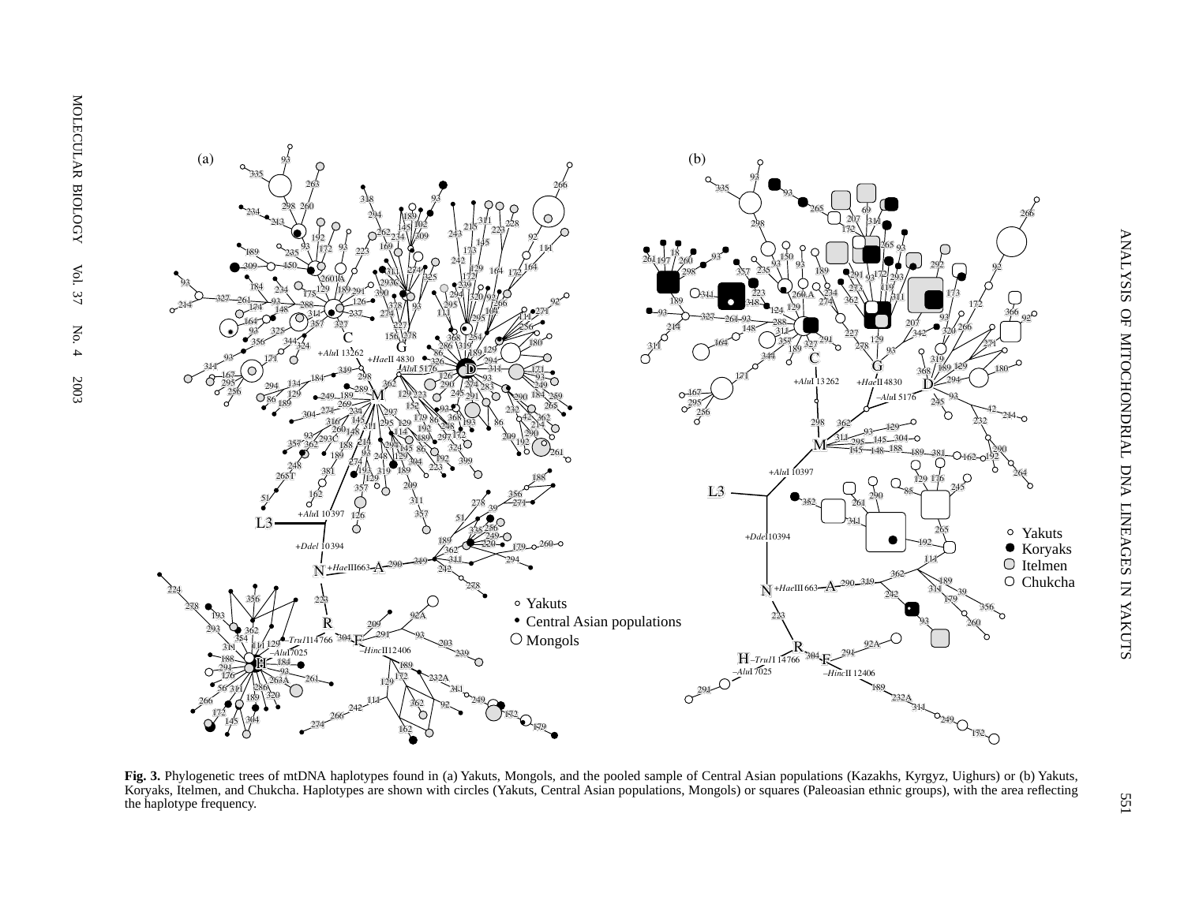**Fig. 3.** Phylogenetic trees of mtDNA haplotypes found in (a) Yakuts, Mongols, and the pooled sample of Central Asian populations (Kazakhs, Kyrgyz, Uighurs) or (b) Yakuts, Koryaks, Itelmen, and Chukcha. Haplotypes are shown with circles (Yakuts, Central Asian populations, Mongols) or squares (Paleoasian ethnic groups), with the area reflecting the haplotype frequency.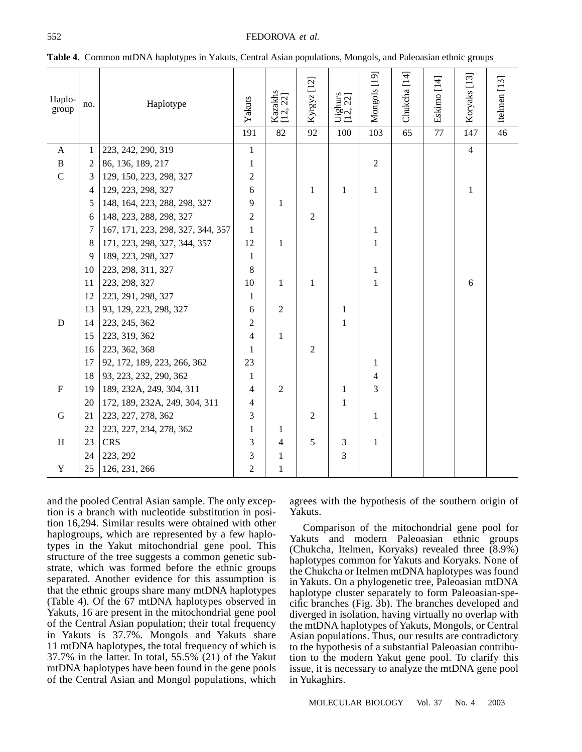**Table 4.** Common mtDNA haplotypes in Yakuts, Central Asian populations, Mongols, and Paleoasian ethnic groups

| Haplo-group | no. | Haplotype | Yakuts | Kazakhs [12, 22] | Kyrgyz [12] | Uighurs [12, 22] | Mongols [19] | Chukcha [14] | Eskimo [14] | Koryaks [13] | Itelmen [13] |
|---|---|---|---|---|---|---|---|---|---|---|---|
| | | | 191 | 82 | 92 | 100 | 103 | 65 | 77 | 147 | 46 |
| A | 1 | 223, 242, 290, 319 | 1 | | | | | | | 4 | |
| B | 2 | 86, 136, 189, 217 | 1 | | | | 2 | | | | |
| C | 3 | 129, 150, 223, 298, 327 | 2 | | | | | | | | |
| | 4 | 129, 223, 298, 327 | 6 | | 1 | 1 | 1 | | | 1 | |
| | 5 | 148, 164, 223, 288, 298, 327 | 9 | 1 | | | | | | | |
| | 6 | 148, 223, 288, 298, 327 | 2 | | 2 | | | | | | |
| | 7 | 167, 171, 223, 298, 327, 344, 357 | 1 | | | | 1 | | | | |
| | 8 | 171, 223, 298, 327, 344, 357 | 12 | 1 | | | 1 | | | | |
| | 9 | 189, 223, 298, 327 | 1 | | | | | | | | |
| | 10 | 223, 298, 311, 327 | 8 | | | | 1 | | | | |
| | 11 | 223, 298, 327 | 10 | 1 | 1 | | 1 | | | 6 | |
| | 12 | 223, 291, 298, 327 | 1 | | | | | | | | |
| | 13 | 93, 129, 223, 298, 327 | 6 | 2 | | 1 | | | | | |
| D | 14 | 223, 245, 362 | 2 | | | 1 | | | | | |
| | 15 | 223, 319, 362 | 4 | 1 | | | | | | | |
| | 16 | 223, 362, 368 | 1 | | 2 | | | | | | |
| | 17 | 92, 172, 189, 223, 266, 362 | 23 | | | | 1 | | | | |
| | 18 | 93, 223, 232, 290, 362 | 1 | | | | 4 | | | | |
| F | 19 | 189, 232A, 249, 304, 311 | 4 | 2 | | 1 | 3 | | | | |
| | 20 | 172, 189, 232A, 249, 304, 311 | 4 | | | 1 | | | | | |
| G | 21 | 223, 227, 278, 362 | 3 | | 2 | | 1 | | | | |
| | 22 | 223, 227, 234, 278, 362 | 1 | 1 | | | | | | | |
| H | 23 | CRS | 3 | 4 | 5 | 3 | 1 | | | | |
| | 24 | 223, 292 | 3 | 1 | | 3 | | | | | |
| Y | 25 | 126, 231, 266 | 2 | 1 | | | | | | | |

and the pooled Central Asian sample. The only exception is a branch with nucleotide substitution in position 16,294. Similar results were obtained with other haplogroups, which are represented by a few haplotypes in the Yakut mitochondrial gene pool. This structure of the tree suggests a common genetic substrate, which was formed before the ethnic groups separated. Another evidence for this assumption is that the ethnic groups share many mtDNA haplotypes (Table 4). Of the 67 mtDNA haplotypes observed in Yakuts, 16 are present in the mitochondrial gene pool of the Central Asian population; their total frequency in Yakuts is 37.7%. Mongols and Yakuts share 11 mtDNA haplotypes, the total frequency of which is 37.7% in the latter. In total, 55.5% (21) of the Yakut mtDNA haplotypes have been found in the gene pools of the Central Asian and Mongol populations, which agrees with the hypothesis of the southern origin of Yakuts.

Comparison of the mitochondrial gene pool for Yakuts and modern Paleoasian ethnic groups (Chukcha, Itelmen, Koryaks) revealed three (8.9%) haplotypes common for Yakuts and Koryaks. None of the Chukcha or Itelmen mtDNA haplotypes was found in Yakuts. On a phylogenetic tree, Paleoasian mtDNA haplotype cluster separately to form Paleoasian-specific branches (Fig. 3b). The branches developed and diverged in isolation, having virtually no overlap with the mtDNA haplotypes of Yakuts, Mongols, or Central Asian populations. Thus, our results are contradictory to the hypothesis of a substantial Paleoasian contribution to the modern Yakut gene pool. To clarify this issue, it is necessary to analyze the mtDNA gene pool in Yukaghirs.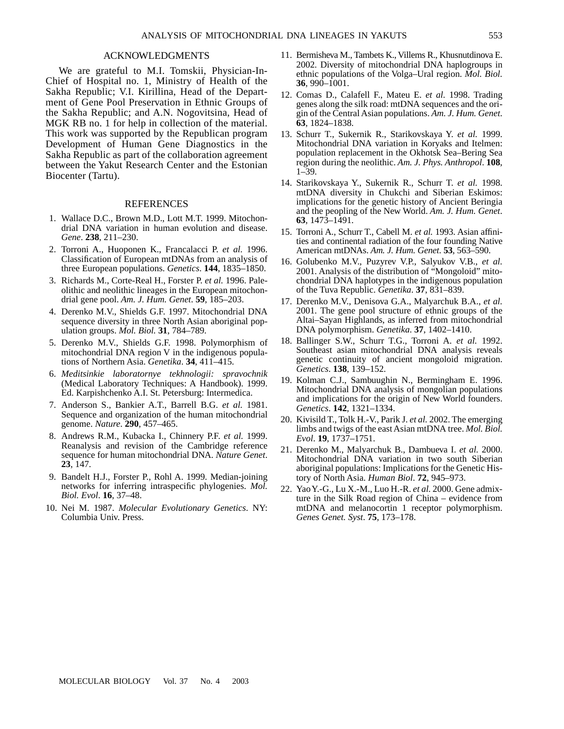## ACKNOWLEDGMENTS

We are grateful to M.I. Tomskii, Physician-In-Chief of Hospital no. 1, Ministry of Health of the Sakha Republic; V.I. Kirillina, Head of the Department of Gene Pool Preservation in Ethnic Groups of the Sakha Republic; and A.N. Nogovitsina, Head of MGK RB no. 1 for help in collection of the material. This work was supported by the Republican program Development of Human Gene Diagnostics in the Sakha Republic as part of the collaboration agreement between the Yakut Research Center and the Estonian Biocenter (Tartu).

## REFERENCES

1. Wallace D.C., Brown M.D., Lott M.T. 1999. Mitochondrial DNA variation in human evolution and disease. *Gene*. **238**, 211–230.
2. Torroni A., Huoponen K., Francalacci P. *et al.* 1996. Classification of European mtDNAs from an analysis of three European populations. *Genetics*. **144**, 1835–1850.
3. Richards M., Corte-Real H., Forster P. *et al.* 1996. Paleolithic and neolithic lineages in the European mitochondrial gene pool. *Am. J. Hum. Genet*. **59**, 185–203.
4. Derenko M.V., Shields G.F. 1997. Mitochondrial DNA sequence diversity in three North Asian aboriginal population groups. *Mol. Biol.* **31**, 784–789.
5. Derenko M.V., Shields G.F. 1998. Polymorphism of mitochondrial DNA region V in the indigenous populations of Northern Asia. *Genetika*. **34**, 411–415.
6. *Meditsinkie laboratornye tekhnologii: spravochnik* (Medical Laboratory Techniques: A Handbook). 1999. Ed. Karpishchenko A.I. St. Petersburg: Intermedica.
7. Anderson S., Bankier A.T., Barrell B.G. *et al.* 1981. Sequence and organization of the human mitochondrial genome. *Nature*. **290**, 457–465.
8. Andrews R.M., Kubacka I., Chinnery P.F. *et al.* 1999. Reanalysis and revision of the Cambridge reference sequence for human mitochondrial DNA. *Nature Genet*. **23**, 147.
9. Bandelt H.J., Forster P., Rohl A. 1999. Median-joining networks for inferring intraspecific phylogenies. *Mol. Biol. Evol*. **16**, 37–48.
10. Nei M. 1987. *Molecular Evolutionary Genetics*. NY: Columbia Univ. Press.
11. Bermisheva M., Tambets K., Villems R., Khusnutdinova E. 2002. Diversity of mitochondrial DNA haplogroups in ethnic populations of the Volga–Ural region. *Mol. Biol*. **36**, 990–1001.
12. Comas D., Calafell F., Mateu E. *et al.* 1998. Trading genes along the silk road: mtDNA sequences and the origin of the Central Asian populations. *Am. J. Hum. Genet*. **63**, 1824–1838.
13. Schurr T., Sukernik R., Starikovskaya Y. *et al.* 1999. Mitochondrial DNA variation in Koryaks and Itelmen: population replacement in the Okhotsk Sea–Bering Sea region during the neolithic. *Am. J. Phys. Anthropol*. **108**, 1–39.
14. Starikovskaya Y., Sukernik R., Schurr T. *et al.* 1998. mtDNA diversity in Chukchi and Siberian Eskimos: implications for the genetic history of Ancient Beringia and the peopling of the New World. *Am. J. Hum. Genet*. **63**, 1473–1491.
15. Torroni A., Schurr T., Cabell M. *et al.* 1993. Asian affinities and continental radiation of the four founding Native American mtDNAs. *Am. J. Hum. Genet*. **53**, 563–590.
16. Golubenko M.V., Puzyrev V.P., Salyukov V.B., *et al*. 2001. Analysis of the distribution of "Mongoloid" mitochondrial DNA haplotypes in the indigenous population of the Tuva Republic. *Genetika*. **37**, 831–839.
17. Derenko M.V., Denisova G.A., Malyarchuk B.A., *et al*. 2001. The gene pool structure of ethnic groups of the Altai–Sayan Highlands, as inferred from mitochondrial DNA polymorphism. *Genetika*. **37**, 1402–1410.
18. Ballinger S.W., Schurr T.G., Torroni A. *et al.* 1992. Southeast asian mitochondrial DNA analysis reveals genetic continuity of ancient mongoloid migration. *Genetics*. **138**, 139–152.
19. Kolman C.J., Sambuughin N., Bermingham E. 1996. Mitochondrial DNA analysis of mongolian populations and implications for the origin of New World founders. *Genetics*. **142**, 1321–1334.
20. Kivisild T., Tolk H.-V., Parik J. *et al.* 2002. The emerging limbs and twigs of the east Asian mtDNA tree. *Mol. Biol. Evol*. **19**, 1737–1751.
21. Derenko M., Malyarchuk B., Dambueva I. *et al.* 2000. Mitochondrial DNA variation in two south Siberian aboriginal populations: Implications for the Genetic History of North Asia. *Human Biol*. **72**, 945–973.
22. Yao Y.-G., Lu X.-M., Luo H.-R. *et al.* 2000. Gene admixture in the Silk Road region of China – evidence from mtDNA and melanocortin 1 receptor polymorphism. *Genes Genet. Syst*. **75**, 173–178.